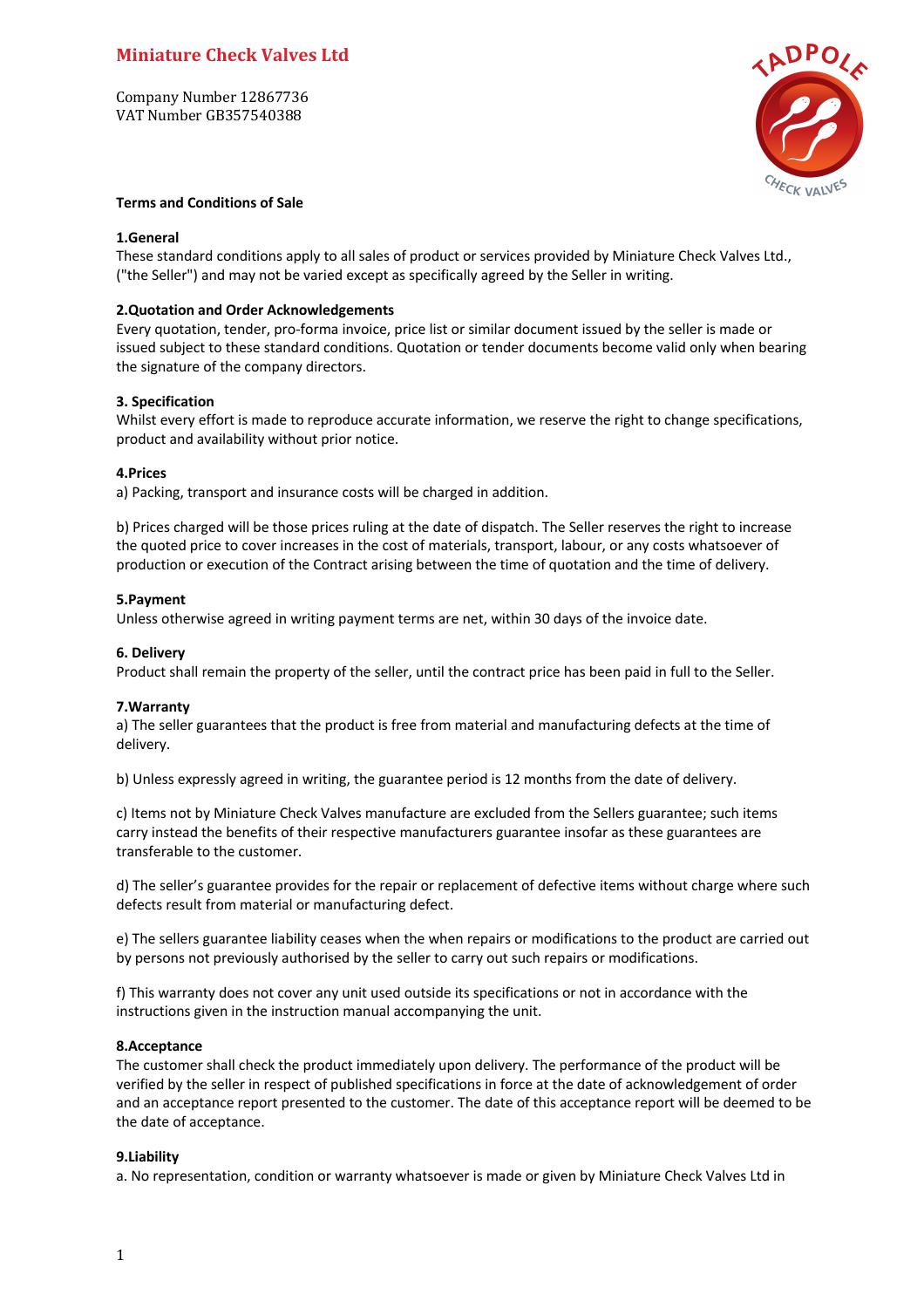# Miniature Check Valves Ltd

Company Number 12867736
VAT Number GB357540388

**Terms and Conditions of Sale**

**1.General**
These standard conditions apply to all sales of product or services provided by Miniature Check Valves Ltd., ("the Seller") and may not be varied except as specifically agreed by the Seller in writing.

**2.Quotation and Order Acknowledgements**
Every quotation, tender, pro-forma invoice, price list or similar document issued by the seller is made or issued subject to these standard conditions. Quotation or tender documents become valid only when bearing the signature of the company directors.

**3. Specification**
Whilst every effort is made to reproduce accurate information, we reserve the right to change specifications, product and availability without prior notice.

**4.Prices**
a) Packing, transport and insurance costs will be charged in addition.

b) Prices charged will be those prices ruling at the date of dispatch. The Seller reserves the right to increase the quoted price to cover increases in the cost of materials, transport, labour, or any costs whatsoever of production or execution of the Contract arising between the time of quotation and the time of delivery.

**5.Payment**
Unless otherwise agreed in writing payment terms are net, within 30 days of the invoice date.

**6. Delivery**
Product shall remain the property of the seller, until the contract price has been paid in full to the Seller.

**7.Warranty**
a) The seller guarantees that the product is free from material and manufacturing defects at the time of delivery.

b) Unless expressly agreed in writing, the guarantee period is 12 months from the date of delivery.

c) Items not by Miniature Check Valves manufacture are excluded from the Sellers guarantee; such items carry instead the benefits of their respective manufacturers guarantee insofar as these guarantees are transferable to the customer.

d) The seller's guarantee provides for the repair or replacement of defective items without charge where such defects result from material or manufacturing defect.

e) The sellers guarantee liability ceases when the when repairs or modifications to the product are carried out by persons not previously authorised by the seller to carry out such repairs or modifications.

f) This warranty does not cover any unit used outside its specifications or not in accordance with the instructions given in the instruction manual accompanying the unit.

**8.Acceptance**
The customer shall check the product immediately upon delivery. The performance of the product will be verified by the seller in respect of published specifications in force at the date of acknowledgement of order and an acceptance report presented to the customer. The date of this acceptance report will be deemed to be the date of acceptance.

**9.Liability**
a. No representation, condition or warranty whatsoever is made or given by Miniature Check Valves Ltd in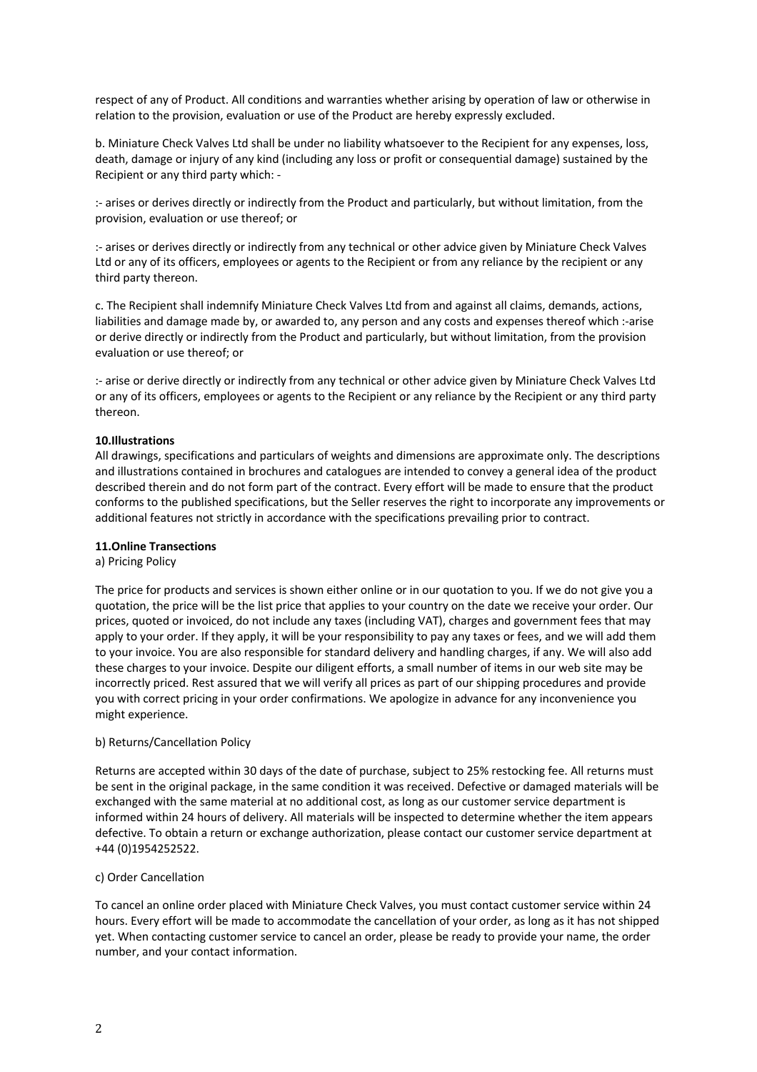respect of any of Product. All conditions and warranties whether arising by operation of law or otherwise in relation to the provision, evaluation or use of the Product are hereby expressly excluded.

b. Miniature Check Valves Ltd shall be under no liability whatsoever to the Recipient for any expenses, loss, death, damage or injury of any kind (including any loss or profit or consequential damage) sustained by the Recipient or any third party which: -

:- arises or derives directly or indirectly from the Product and particularly, but without limitation, from the provision, evaluation or use thereof; or

:- arises or derives directly or indirectly from any technical or other advice given by Miniature Check Valves Ltd or any of its officers, employees or agents to the Recipient or from any reliance by the recipient or any third party thereon.

c. The Recipient shall indemnify Miniature Check Valves Ltd from and against all claims, demands, actions, liabilities and damage made by, or awarded to, any person and any costs and expenses thereof which :-arise or derive directly or indirectly from the Product and particularly, but without limitation, from the provision evaluation or use thereof; or

:- arise or derive directly or indirectly from any technical or other advice given by Miniature Check Valves Ltd or any of its officers, employees or agents to the Recipient or any reliance by the Recipient or any third party thereon.

**10.Illustrations**

All drawings, specifications and particulars of weights and dimensions are approximate only. The descriptions and illustrations contained in brochures and catalogues are intended to convey a general idea of the product described therein and do not form part of the contract. Every effort will be made to ensure that the product conforms to the published specifications, but the Seller reserves the right to incorporate any improvements or additional features not strictly in accordance with the specifications prevailing prior to contract.

**11.Online Transections**

a) Pricing Policy

The price for products and services is shown either online or in our quotation to you. If we do not give you a quotation, the price will be the list price that applies to your country on the date we receive your order. Our prices, quoted or invoiced, do not include any taxes (including VAT), charges and government fees that may apply to your order. If they apply, it will be your responsibility to pay any taxes or fees, and we will add them to your invoice. You are also responsible for standard delivery and handling charges, if any. We will also add these charges to your invoice. Despite our diligent efforts, a small number of items in our web site may be incorrectly priced. Rest assured that we will verify all prices as part of our shipping procedures and provide you with correct pricing in your order confirmations. We apologize in advance for any inconvenience you might experience.

b) Returns/Cancellation Policy

Returns are accepted within 30 days of the date of purchase, subject to 25% restocking fee. All returns must be sent in the original package, in the same condition it was received. Defective or damaged materials will be exchanged with the same material at no additional cost, as long as our customer service department is informed within 24 hours of delivery. All materials will be inspected to determine whether the item appears defective. To obtain a return or exchange authorization, please contact our customer service department at +44 (0)1954252522.

c) Order Cancellation

To cancel an online order placed with Miniature Check Valves, you must contact customer service within 24 hours. Every effort will be made to accommodate the cancellation of your order, as long as it has not shipped yet. When contacting customer service to cancel an order, please be ready to provide your name, the order number, and your contact information.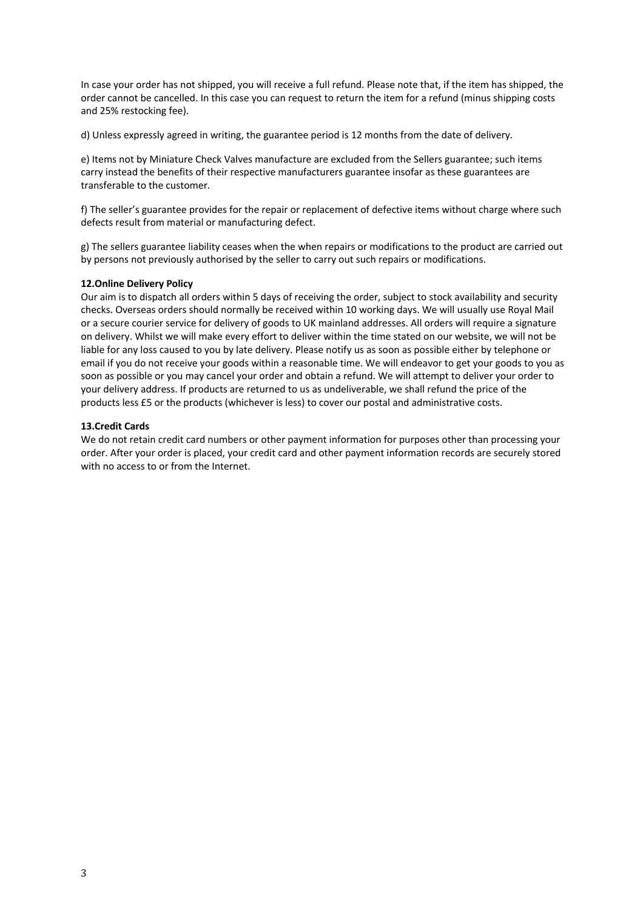In case your order has not shipped, you will receive a full refund. Please note that, if the item has shipped, the order cannot be cancelled. In this case you can request to return the item for a refund (minus shipping costs and 25% restocking fee).

d) Unless expressly agreed in writing, the guarantee period is 12 months from the date of delivery.

e) Items not by Miniature Check Valves manufacture are excluded from the Sellers guarantee; such items carry instead the benefits of their respective manufacturers guarantee insofar as these guarantees are transferable to the customer.

f) The seller's guarantee provides for the repair or replacement of defective items without charge where such defects result from material or manufacturing defect.

g) The sellers guarantee liability ceases when the when repairs or modifications to the product are carried out by persons not previously authorised by the seller to carry out such repairs or modifications.

**12.Online Delivery Policy**

Our aim is to dispatch all orders within 5 days of receiving the order, subject to stock availability and security checks. Overseas orders should normally be received within 10 working days. We will usually use Royal Mail or a secure courier service for delivery of goods to UK mainland addresses. All orders will require a signature on delivery. Whilst we will make every effort to deliver within the time stated on our website, we will not be liable for any loss caused to you by late delivery. Please notify us as soon as possible either by telephone or email if you do not receive your goods within a reasonable time. We will endeavor to get your goods to you as soon as possible or you may cancel your order and obtain a refund. We will attempt to deliver your order to your delivery address. If products are returned to us as undeliverable, we shall refund the price of the products less £5 or the products (whichever is less) to cover our postal and administrative costs.

**13.Credit Cards**

We do not retain credit card numbers or other payment information for purposes other than processing your order. After your order is placed, your credit card and other payment information records are securely stored with no access to or from the Internet.